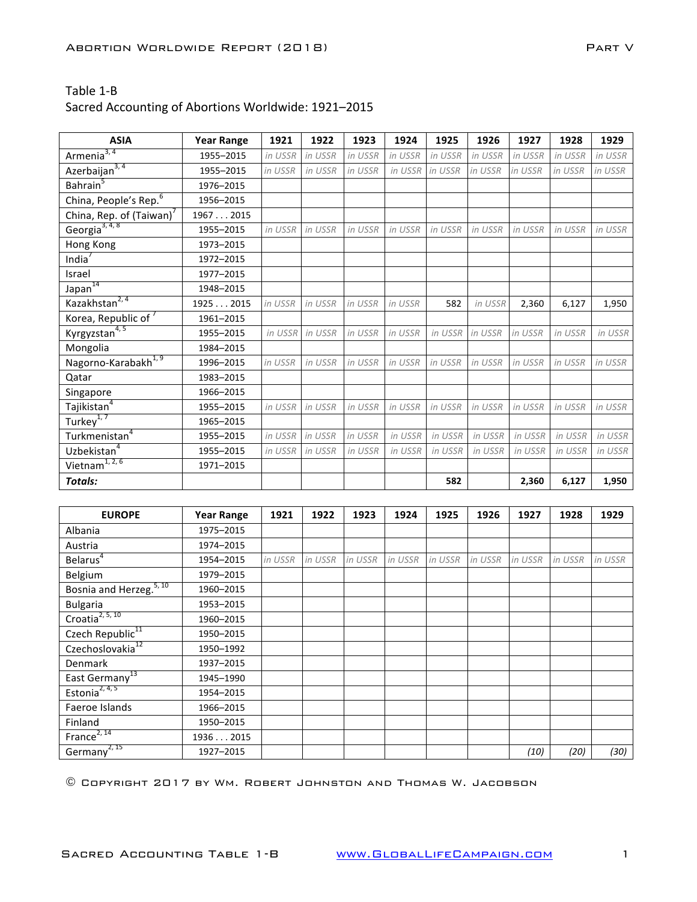Table 1-B
Sacred Accounting of Abortions Worldwide: 1921–2015

| ASIA | Year Range | 1921 | 1922 | 1923 | 1924 | 1925 | 1926 | 1927 | 1928 | 1929 |
|---|---|---|---|---|---|---|---|---|---|---|
| Armenia[3, 4] | 1955–2015 | *in USSR* | *in USSR* | *in USSR* | *in USSR* | *in USSR* | *in USSR* | *in USSR* | *in USSR* | *in USSR* |
| Azerbaijan[3, 4] | 1955–2015 | *in USSR* | *in USSR* | *in USSR* | *in USSR* | *in USSR* | *in USSR* | *in USSR* | *in USSR* | *in USSR* |
| Bahrain[5] | 1976–2015 | | | | | | | | | |
| China, People's Rep.[6] | 1956–2015 | | | | | | | | | |
| China, Rep. of (Taiwan)[7] | 1967 . . . 2015 | | | | | | | | | |
| Georgia[3, 4, 8] | 1955–2015 | *in USSR* | *in USSR* | *in USSR* | *in USSR* | *in USSR* | *in USSR* | *in USSR* | *in USSR* | *in USSR* |
| Hong Kong | 1973–2015 | | | | | | | | | |
| India[7] | 1972–2015 | | | | | | | | | |
| Israel | 1977–2015 | | | | | | | | | |
| Japan[14] | 1948–2015 | | | | | | | | | |
| Kazakhstan[2, 4] | 1925 . . . 2015 | *in USSR* | *in USSR* | *in USSR* | *in USSR* | 582 | *in USSR* | 2,360 | 6,127 | 1,950 |
| Korea, Republic of[7] | 1961–2015 | | | | | | | | | |
| Kyrgyzstan[4, 5] | 1955–2015 | *in USSR* | *in USSR* | *in USSR* | *in USSR* | *in USSR* | *in USSR* | *in USSR* | *in USSR* | *in USSR* |
| Mongolia | 1984–2015 | | | | | | | | | |
| Nagorno-Karabakh[1, 9] | 1996–2015 | *in USSR* | *in USSR* | *in USSR* | *in USSR* | *in USSR* | *in USSR* | *in USSR* | *in USSR* | *in USSR* |
| Qatar | 1983–2015 | | | | | | | | | |
| Singapore | 1966–2015 | | | | | | | | | |
| Tajikistan[4] | 1955–2015 | *in USSR* | *in USSR* | *in USSR* | *in USSR* | *in USSR* | *in USSR* | *in USSR* | *in USSR* | *in USSR* |
| Turkey[1, 7] | 1965–2015 | | | | | | | | | |
| Turkmenistan[4] | 1955–2015 | *in USSR* | *in USSR* | *in USSR* | *in USSR* | *in USSR* | *in USSR* | *in USSR* | *in USSR* | *in USSR* |
| Uzbekistan[4] | 1955–2015 | *in USSR* | *in USSR* | *in USSR* | *in USSR* | *in USSR* | *in USSR* | *in USSR* | *in USSR* | *in USSR* |
| Vietnam[1, 2, 6] | 1971–2015 | | | | | | | | | |
| ***Totals:*** | | | | | | **582** | | **2,360** | **6,127** | **1,950** |

| EUROPE | Year Range | 1921 | 1922 | 1923 | 1924 | 1925 | 1926 | 1927 | 1928 | 1929 |
|---|---|---|---|---|---|---|---|---|---|---|
| Albania | 1975–2015 | | | | | | | | | |
| Austria | 1974–2015 | | | | | | | | | |
| Belarus[4] | 1954–2015 | *in USSR* | *in USSR* | *in USSR* | *in USSR* | *in USSR* | *in USSR* | *in USSR* | *in USSR* | *in USSR* |
| Belgium | 1979–2015 | | | | | | | | | |
| Bosnia and Herzeg.[5, 10] | 1960–2015 | | | | | | | | | |
| Bulgaria | 1953–2015 | | | | | | | | | |
| Croatia[2, 5, 10] | 1960–2015 | | | | | | | | | |
| Czech Republic[11] | 1950–2015 | | | | | | | | | |
| Czechoslovakia[12] | 1950–1992 | | | | | | | | | |
| Denmark | 1937–2015 | | | | | | | | | |
| East Germany[13] | 1945–1990 | | | | | | | | | |
| Estonia[2, 4, 5] | 1954–2015 | | | | | | | | | |
| Faeroe Islands | 1966–2015 | | | | | | | | | |
| Finland | 1950–2015 | | | | | | | | | |
| France[2, 14] | 1936 . . . 2015 | | | | | | | | | |
| Germany[2, 15] | 1927–2015 | | | | | | | *(10)* | *(20)* | *(30)* |

© Copyright 2017 by Wm. Robert Johnston and Thomas W. Jacobson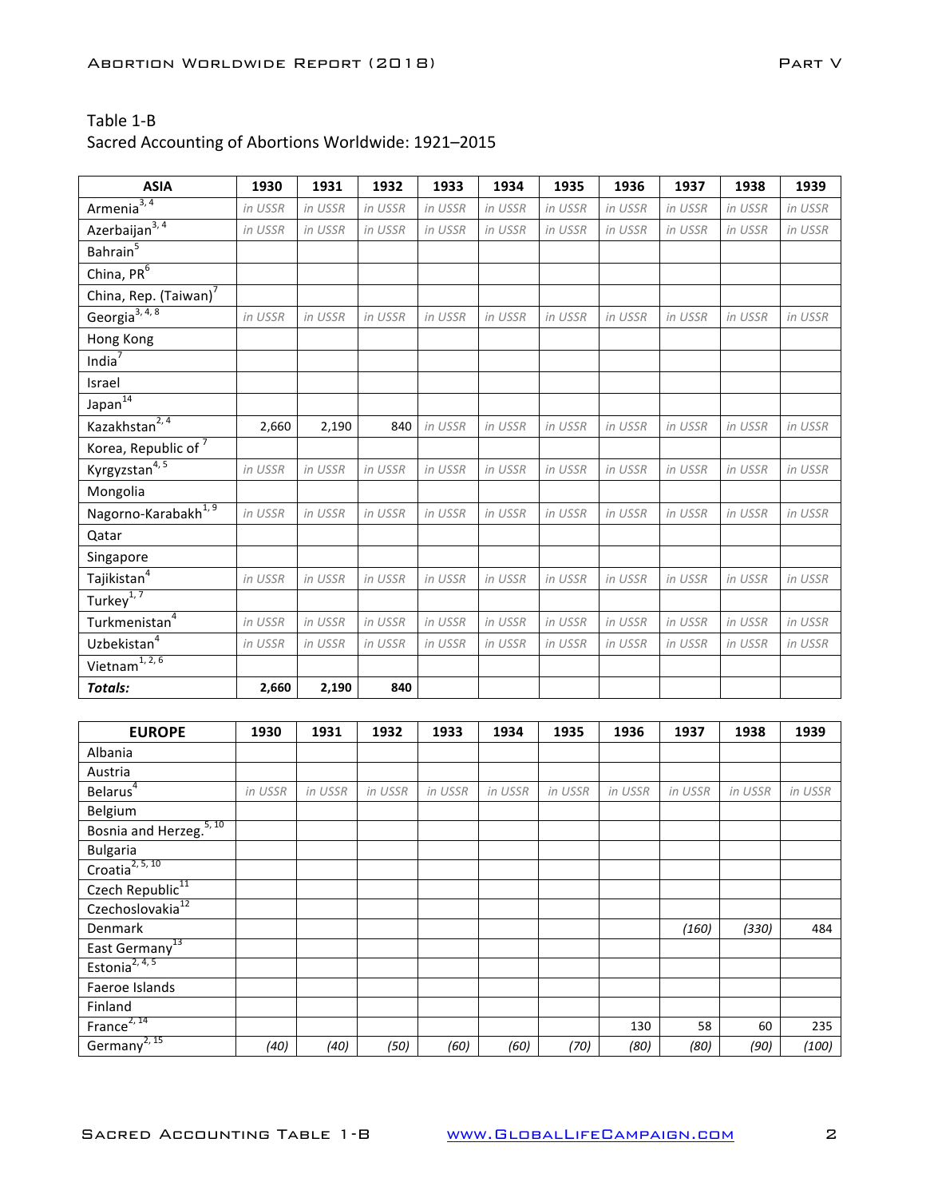Table 1-B
Sacred Accounting of Abortions Worldwide: 1921–2015

| ASIA | 1930 | 1931 | 1932 | 1933 | 1934 | 1935 | 1936 | 1937 | 1938 | 1939 |
|---|---|---|---|---|---|---|---|---|---|---|
| Armenia[3, 4] | *in USSR* | *in USSR* | *in USSR* | *in USSR* | *in USSR* | *in USSR* | *in USSR* | *in USSR* | *in USSR* | *in USSR* |
| Azerbaijan[3, 4] | *in USSR* | *in USSR* | *in USSR* | *in USSR* | *in USSR* | *in USSR* | *in USSR* | *in USSR* | *in USSR* | *in USSR* |
| Bahrain[5] | | | | | | | | | | |
| China, PR[6] | | | | | | | | | | |
| China, Rep. (Taiwan)[7] | | | | | | | | | | |
| Georgia[3, 4, 8] | *in USSR* | *in USSR* | *in USSR* | *in USSR* | *in USSR* | *in USSR* | *in USSR* | *in USSR* | *in USSR* | *in USSR* |
| Hong Kong | | | | | | | | | | |
| India[7] | | | | | | | | | | |
| Israel | | | | | | | | | | |
| Japan[14] | | | | | | | | | | |
| Kazakhstan[2, 4] | 2,660 | 2,190 | 840 | *in USSR* | *in USSR* | *in USSR* | *in USSR* | *in USSR* | *in USSR* | *in USSR* |
| Korea, Republic of[7] | | | | | | | | | | |
| Kyrgyzstan[4, 5] | *in USSR* | *in USSR* | *in USSR* | *in USSR* | *in USSR* | *in USSR* | *in USSR* | *in USSR* | *in USSR* | *in USSR* |
| Mongolia | | | | | | | | | | |
| Nagorno-Karabakh[1, 9] | *in USSR* | *in USSR* | *in USSR* | *in USSR* | *in USSR* | *in USSR* | *in USSR* | *in USSR* | *in USSR* | *in USSR* |
| Qatar | | | | | | | | | | |
| Singapore | | | | | | | | | | |
| Tajikistan[4] | *in USSR* | *in USSR* | *in USSR* | *in USSR* | *in USSR* | *in USSR* | *in USSR* | *in USSR* | *in USSR* | *in USSR* |
| Turkey[1, 7] | | | | | | | | | | |
| Turkmenistan[4] | *in USSR* | *in USSR* | *in USSR* | *in USSR* | *in USSR* | *in USSR* | *in USSR* | *in USSR* | *in USSR* | *in USSR* |
| Uzbekistan[4] | *in USSR* | *in USSR* | *in USSR* | *in USSR* | *in USSR* | *in USSR* | *in USSR* | *in USSR* | *in USSR* | *in USSR* |
| Vietnam[1, 2, 6] | | | | | | | | | | |
| ***Totals:*** | **2,660** | **2,190** | **840** | | | | | | | |

| EUROPE | 1930 | 1931 | 1932 | 1933 | 1934 | 1935 | 1936 | 1937 | 1938 | 1939 |
|---|---|---|---|---|---|---|---|---|---|---|
| Albania | | | | | | | | | | |
| Austria | | | | | | | | | | |
| Belarus[4] | *in USSR* | *in USSR* | *in USSR* | *in USSR* | *in USSR* | *in USSR* | *in USSR* | *in USSR* | *in USSR* | *in USSR* |
| Belgium | | | | | | | | | | |
| Bosnia and Herzeg.[5, 10] | | | | | | | | | | |
| Bulgaria | | | | | | | | | | |
| Croatia[2, 5, 10] | | | | | | | | | | |
| Czech Republic[11] | | | | | | | | | | |
| Czechoslovakia[12] | | | | | | | | | | |
| Denmark | | | | | | | | *(160)* | *(330)* | 484 |
| East Germany[13] | | | | | | | | | | |
| Estonia[2, 4, 5] | | | | | | | | | | |
| Faeroe Islands | | | | | | | | | | |
| Finland | | | | | | | | | | |
| France[2, 14] | | | | | | | 130 | 58 | 60 | 235 |
| Germany[2, 15] | *(40)* | *(40)* | *(50)* | *(60)* | *(60)* | *(70)* | *(80)* | *(80)* | *(90)* | *(100)* |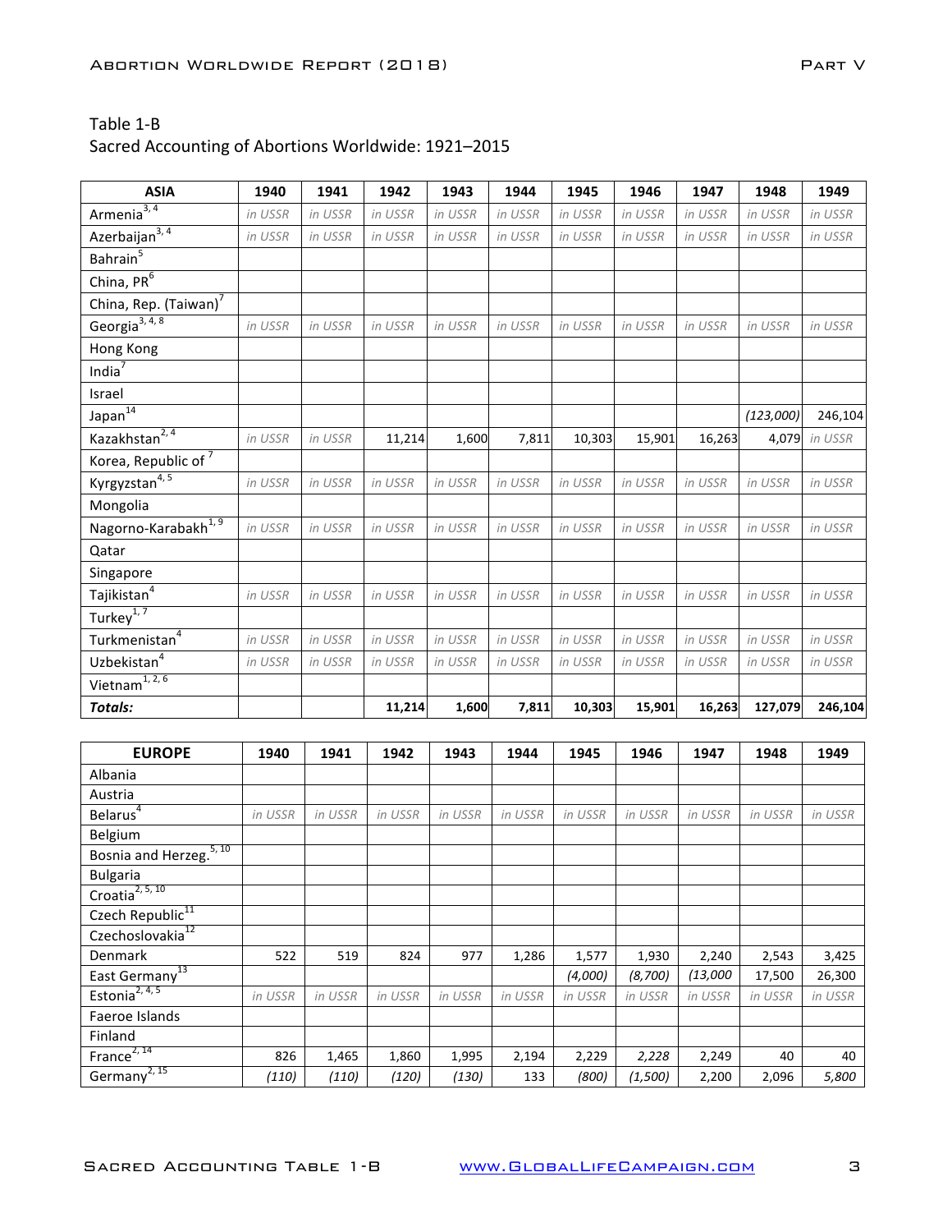Table 1-B
Sacred Accounting of Abortions Worldwide: 1921–2015

| ASIA | 1940 | 1941 | 1942 | 1943 | 1944 | 1945 | 1946 | 1947 | 1948 | 1949 |
|---|---|---|---|---|---|---|---|---|---|---|
| Armenia[3, 4] | *in USSR* | *in USSR* | *in USSR* | *in USSR* | *in USSR* | *in USSR* | *in USSR* | *in USSR* | *in USSR* | *in USSR* |
| Azerbaijan[3, 4] | *in USSR* | *in USSR* | *in USSR* | *in USSR* | *in USSR* | *in USSR* | *in USSR* | *in USSR* | *in USSR* | *in USSR* |
| Bahrain[5] | | | | | | | | | | |
| China, PR[6] | | | | | | | | | | |
| China, Rep. (Taiwan)[7] | | | | | | | | | | |
| Georgia[3, 4, 8] | *in USSR* | *in USSR* | *in USSR* | *in USSR* | *in USSR* | *in USSR* | *in USSR* | *in USSR* | *in USSR* | *in USSR* |
| Hong Kong | | | | | | | | | | |
| India[7] | | | | | | | | | | |
| Israel | | | | | | | | | | |
| Japan[14] | | | | | | | | | *(123,000)* | 246,104 |
| Kazakhstan[2, 4] | *in USSR* | *in USSR* | 11,214 | 1,600 | 7,811 | 10,303 | 15,901 | 16,263 | 4,079 | *in USSR* |
| Korea, Republic of[7] | | | | | | | | | | |
| Kyrgyzstan[4, 5] | *in USSR* | *in USSR* | *in USSR* | *in USSR* | *in USSR* | *in USSR* | *in USSR* | *in USSR* | *in USSR* | *in USSR* |
| Mongolia | | | | | | | | | | |
| Nagorno-Karabakh[1, 9] | *in USSR* | *in USSR* | *in USSR* | *in USSR* | *in USSR* | *in USSR* | *in USSR* | *in USSR* | *in USSR* | *in USSR* |
| Qatar | | | | | | | | | | |
| Singapore | | | | | | | | | | |
| Tajikistan[4] | *in USSR* | *in USSR* | *in USSR* | *in USSR* | *in USSR* | *in USSR* | *in USSR* | *in USSR* | *in USSR* | *in USSR* |
| Turkey[1, 7] | | | | | | | | | | |
| Turkmenistan[4] | *in USSR* | *in USSR* | *in USSR* | *in USSR* | *in USSR* | *in USSR* | *in USSR* | *in USSR* | *in USSR* | *in USSR* |
| Uzbekistan[4] | *in USSR* | *in USSR* | *in USSR* | *in USSR* | *in USSR* | *in USSR* | *in USSR* | *in USSR* | *in USSR* | *in USSR* |
| Vietnam[1, 2, 6] | | | | | | | | | | |
| ***Totals:*** | | | **11,214** | **1,600** | **7,811** | **10,303** | **15,901** | **16,263** | **127,079** | **246,104** |

| EUROPE | 1940 | 1941 | 1942 | 1943 | 1944 | 1945 | 1946 | 1947 | 1948 | 1949 |
|---|---|---|---|---|---|---|---|---|---|---|
| Albania | | | | | | | | | | |
| Austria | | | | | | | | | | |
| Belarus[4] | *in USSR* | *in USSR* | *in USSR* | *in USSR* | *in USSR* | *in USSR* | *in USSR* | *in USSR* | *in USSR* | *in USSR* |
| Belgium | | | | | | | | | | |
| Bosnia and Herzeg.[5, 10] | | | | | | | | | | |
| Bulgaria | | | | | | | | | | |
| Croatia[2, 5, 10] | | | | | | | | | | |
| Czech Republic[11] | | | | | | | | | | |
| Czechoslovakia[12] | | | | | | | | | | |
| Denmark | 522 | 519 | 824 | 977 | 1,286 | 1,577 | 1,930 | 2,240 | 2,543 | 3,425 |
| East Germany[13] | | | | | | *(4,000)* | *(8,700)* | *(13,000* | 17,500 | 26,300 |
| Estonia[2, 4, 5] | *in USSR* | *in USSR* | *in USSR* | *in USSR* | *in USSR* | *in USSR* | *in USSR* | *in USSR* | *in USSR* | *in USSR* |
| Faeroe Islands | | | | | | | | | | |
| Finland | | | | | | | | | | |
| France[2, 14] | 826 | 1,465 | 1,860 | 1,995 | 2,194 | 2,229 | *2,228* | 2,249 | 40 | 40 |
| Germany[2, 15] | *(110)* | *(110)* | *(120)* | *(130)* | 133 | *(800)* | *(1,500)* | 2,200 | 2,096 | *5,800* |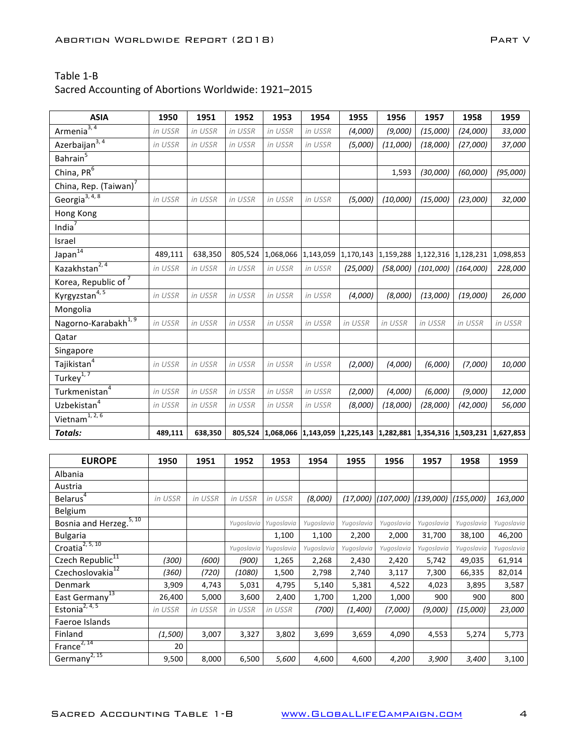Table 1-B
Sacred Accounting of Abortions Worldwide: 1921–2015

| ASIA | 1950 | 1951 | 1952 | 1953 | 1954 | 1955 | 1956 | 1957 | 1958 | 1959 |
|---|---|---|---|---|---|---|---|---|---|---|
| Armenia[3, 4] | *in USSR* | *in USSR* | *in USSR* | *in USSR* | *in USSR* | *(4,000)* | *(9,000)* | *(15,000)* | *(24,000)* | *33,000* |
| Azerbaijan[3, 4] | *in USSR* | *in USSR* | *in USSR* | *in USSR* | *in USSR* | *(5,000)* | *(11,000)* | *(18,000)* | *(27,000)* | *37,000* |
| Bahrain[5] | | | | | | | | | | |
| China, PR[6] | | | | | | | 1,593 | *(30,000)* | *(60,000)* | *(95,000)* |
| China, Rep. (Taiwan)[7] | | | | | | | | | | |
| Georgia[3, 4, 8] | *in USSR* | *in USSR* | *in USSR* | *in USSR* | *in USSR* | *(5,000)* | *(10,000)* | *(15,000)* | *(23,000)* | *32,000* |
| Hong Kong | | | | | | | | | | |
| India[7] | | | | | | | | | | |
| Israel | | | | | | | | | | |
| Japan[14] | 489,111 | 638,350 | 805,524 | 1,068,066 | 1,143,059 | 1,170,143 | 1,159,288 | 1,122,316 | 1,128,231 | 1,098,853 |
| Kazakhstan[2, 4] | *in USSR* | *in USSR* | *in USSR* | *in USSR* | *in USSR* | *(25,000)* | *(58,000)* | *(101,000)* | *(164,000)* | *228,000* |
| Korea, Republic of[7] | | | | | | | | | | |
| Kyrgyzstan[4, 5] | *in USSR* | *in USSR* | *in USSR* | *in USSR* | *in USSR* | *(4,000)* | *(8,000)* | *(13,000)* | *(19,000)* | *26,000* |
| Mongolia | | | | | | | | | | |
| Nagorno-Karabakh[1, 9] | *in USSR* | *in USSR* | *in USSR* | *in USSR* | *in USSR* | *in USSR* | *in USSR* | *in USSR* | *in USSR* | *in USSR* |
| Qatar | | | | | | | | | | |
| Singapore | | | | | | | | | | |
| Tajikistan[4] | *in USSR* | *in USSR* | *in USSR* | *in USSR* | *in USSR* | *(2,000)* | *(4,000)* | *(6,000)* | *(7,000)* | *10,000* |
| Turkey[1, 7] | | | | | | | | | | |
| Turkmenistan[4] | *in USSR* | *in USSR* | *in USSR* | *in USSR* | *in USSR* | *(2,000)* | *(4,000)* | *(6,000)* | *(9,000)* | *12,000* |
| Uzbekistan[4] | *in USSR* | *in USSR* | *in USSR* | *in USSR* | *in USSR* | *(8,000)* | *(18,000)* | *(28,000)* | *(42,000)* | *56,000* |
| Vietnam[1, 2, 6] | | | | | | | | | | |
| ***Totals:*** | **489,111** | **638,350** | **805,524** | **1,068,066** | **1,143,059** | **1,225,143** | **1,282,881** | **1,354,316** | **1,503,231** | **1,627,853** |

| EUROPE | 1950 | 1951 | 1952 | 1953 | 1954 | 1955 | 1956 | 1957 | 1958 | 1959 |
|---|---|---|---|---|---|---|---|---|---|---|
| Albania | | | | | | | | | | |
| Austria | | | | | | | | | | |
| Belarus[4] | *in USSR* | *in USSR* | *in USSR* | *in USSR* | *(8,000)* | *(17,000)* | *(107,000)* | *(139,000)* | *(155,000)* | *163,000* |
| Belgium | | | | | | | | | | |
| Bosnia and Herzeg.[5, 10] | | | *Yugoslavia* | *Yugoslavia* | *Yugoslavia* | *Yugoslavia* | *Yugoslavia* | *Yugoslavia* | *Yugoslavia* | *Yugoslavia* |
| Bulgaria | | | | 1,100 | 1,100 | 2,200 | 2,000 | 31,700 | 38,100 | 46,200 |
| Croatia[2, 5, 10] | | | *Yugoslavia* | *Yugoslavia* | *Yugoslavia* | *Yugoslavia* | *Yugoslavia* | *Yugoslavia* | *Yugoslavia* | *Yugoslavia* |
| Czech Republic[11] | *(300)* | *(600)* | *(900)* | 1,265 | 2,268 | 2,430 | 2,420 | 5,742 | 49,035 | 61,914 |
| Czechoslovakia[12] | *(360)* | *(720)* | *(1080)* | 1,500 | 2,798 | 2,740 | 3,117 | 7,300 | 66,335 | 82,014 |
| Denmark | 3,909 | 4,743 | 5,031 | 4,795 | 5,140 | 5,381 | 4,522 | 4,023 | 3,895 | 3,587 |
| East Germany[13] | 26,400 | 5,000 | 3,600 | 2,400 | 1,700 | 1,200 | 1,000 | 900 | 900 | 800 |
| Estonia[2, 4, 5] | *in USSR* | *in USSR* | *in USSR* | *in USSR* | *(700)* | *(1,400)* | *(7,000)* | *(9,000)* | *(15,000)* | *23,000* |
| Faeroe Islands | | | | | | | | | | |
| Finland | *(1,500)* | 3,007 | 3,327 | 3,802 | 3,699 | 3,659 | 4,090 | 4,553 | 5,274 | 5,773 |
| France[2, 14] | 20 | | | | | | | | | |
| Germany[2, 15] | 9,500 | 8,000 | 6,500 | *5,600* | 4,600 | 4,600 | *4,200* | *3,900* | *3,400* | 3,100 |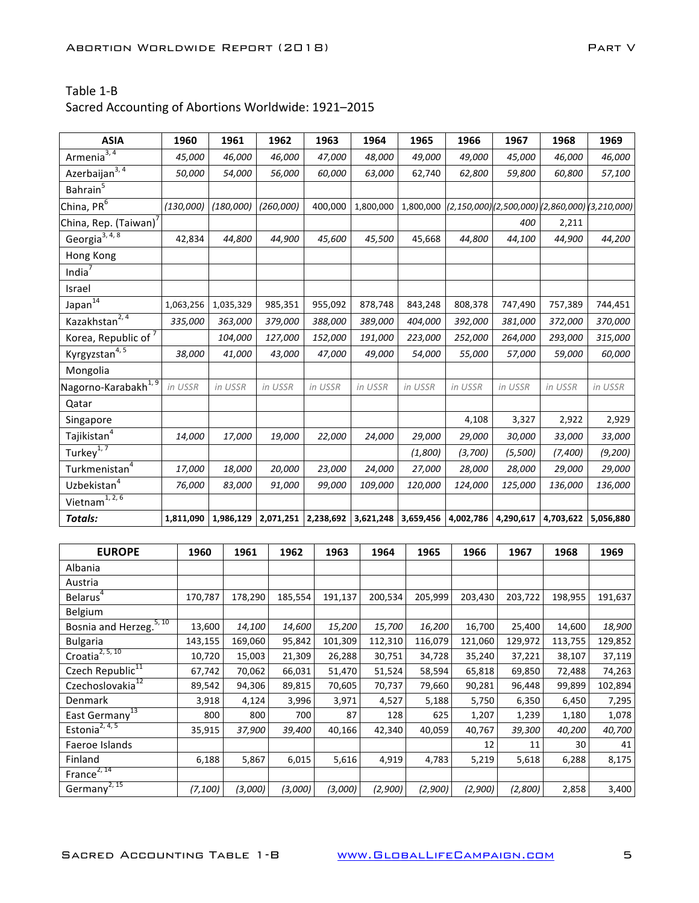Table 1-B
Sacred Accounting of Abortions Worldwide: 1921–2015

| ASIA | 1960 | 1961 | 1962 | 1963 | 1964 | 1965 | 1966 | 1967 | 1968 | 1969 |
|---|---|---|---|---|---|---|---|---|---|---|
| Armenia[3, 4] | *45,000* | *46,000* | *46,000* | *47,000* | *48,000* | *49,000* | *49,000* | *45,000* | *46,000* | *46,000* |
| Azerbaijan[3, 4] | *50,000* | *54,000* | *56,000* | *60,000* | *63,000* | 62,740 | 62,800 | 59,800 | 60,800 | 57,100 |
| Bahrain[5] | | | | | | | | | | |
| China, PR[6] | *(130,000)* | *(180,000)* | *(260,000)* | 400,000 | 1,800,000 | 1,800,000 | *(2,150,000)* | *(2,500,000)* | *(2,860,000)* | *(3,210,000)* |
| China, Rep. (Taiwan)[7] | | | | | | | | 400 | 2,211 | |
| Georgia[3, 4, 8] | 42,834 | *44,800* | *44,900* | *45,600* | *45,500* | 45,668 | *44,800* | *44,100* | *44,900* | *44,200* |
| Hong Kong | | | | | | | | | | |
| India[7] | | | | | | | | | | |
| Israel | | | | | | | | | | |
| Japan[14] | 1,063,256 | 1,035,329 | 985,351 | 955,092 | 878,748 | 843,248 | 808,378 | 747,490 | 757,389 | 744,451 |
| Kazakhstan[2, 4] | *335,000* | *363,000* | *379,000* | *388,000* | *389,000* | *404,000* | *392,000* | *381,000* | *372,000* | *370,000* |
| Korea, Republic of[7] | | *104,000* | *127,000* | *152,000* | *191,000* | *223,000* | *252,000* | *264,000* | *293,000* | *315,000* |
| Kyrgyzstan[4, 5] | *38,000* | *41,000* | *43,000* | *47,000* | *49,000* | *54,000* | *55,000* | *57,000* | *59,000* | *60,000* |
| Mongolia | | | | | | | | | | |
| Nagorno-Karabakh[1, 9] | *in USSR* | *in USSR* | *in USSR* | *in USSR* | *in USSR* | *in USSR* | *in USSR* | *in USSR* | *in USSR* | *in USSR* |
| Qatar | | | | | | | | | | |
| Singapore | | | | | | | 4,108 | 3,327 | 2,922 | 2,929 |
| Tajikistan[4] | *14,000* | *17,000* | *19,000* | *22,000* | *24,000* | *29,000* | *29,000* | *30,000* | *33,000* | *33,000* |
| Turkey[1, 7] | | | | | | *(1,800)* | *(3,700)* | *(5,500)* | *(7,400)* | *(9,200)* |
| Turkmenistan[4] | *17,000* | *18,000* | *20,000* | *23,000* | *24,000* | *27,000* | *28,000* | *28,000* | *29,000* | *29,000* |
| Uzbekistan[4] | *76,000* | *83,000* | *91,000* | *99,000* | *109,000* | *120,000* | *124,000* | *125,000* | *136,000* | *136,000* |
| Vietnam[1, 2, 6] | | | | | | | | | | |
| ***Totals:*** | **1,811,090** | **1,986,129** | **2,071,251** | **2,238,692** | **3,621,248** | **3,659,456** | **4,002,786** | **4,290,617** | **4,703,622** | **5,056,880** |

| EUROPE | 1960 | 1961 | 1962 | 1963 | 1964 | 1965 | 1966 | 1967 | 1968 | 1969 |
|---|---|---|---|---|---|---|---|---|---|---|
| Albania | | | | | | | | | | |
| Austria | | | | | | | | | | |
| Belarus[4] | 170,787 | 178,290 | 185,554 | 191,137 | 200,534 | 205,999 | 203,430 | 203,722 | 198,955 | 191,637 |
| Belgium | | | | | | | | | | |
| Bosnia and Herzeg.[5, 10] | 13,600 | *14,100* | *14,600* | *15,200* | *15,700* | *16,200* | 16,700 | 25,400 | 14,600 | *18,900* |
| Bulgaria | 143,155 | 169,060 | 95,842 | 101,309 | 112,310 | 116,079 | 121,060 | 129,972 | 113,755 | 129,852 |
| Croatia[2, 5, 10] | 10,720 | 15,003 | 21,309 | 26,288 | 30,751 | 34,728 | 35,240 | 37,221 | 38,107 | 37,119 |
| Czech Republic[11] | 67,742 | 70,062 | 66,031 | 51,470 | 51,524 | 58,594 | 65,818 | 69,850 | 72,488 | 74,263 |
| Czechoslovakia[12] | 89,542 | 94,306 | 89,815 | 70,605 | 70,737 | 79,660 | 90,281 | 96,448 | 99,899 | 102,894 |
| Denmark | 3,918 | 4,124 | 3,996 | 3,971 | 4,527 | 5,188 | 5,750 | 6,350 | 6,450 | 7,295 |
| East Germany[13] | 800 | 800 | 700 | 87 | 128 | 625 | 1,207 | 1,239 | 1,180 | 1,078 |
| Estonia[2, 4, 5] | 35,915 | *37,900* | *39,400* | 40,166 | 42,340 | 40,059 | 40,767 | *39,300* | *40,200* | *40,700* |
| Faeroe Islands | | | | | | | 12 | 11 | 30 | 41 |
| Finland | 6,188 | 5,867 | 6,015 | 5,616 | 4,919 | 4,783 | 5,219 | 5,618 | 6,288 | 8,175 |
| France[2, 14] | | | | | | | | | | |
| Germany[2, 15] | *(7,100)* | *(3,000)* | *(3,000)* | *(3,000)* | *(2,900)* | *(2,900)* | *(2,900)* | *(2,800)* | 2,858 | 3,400 |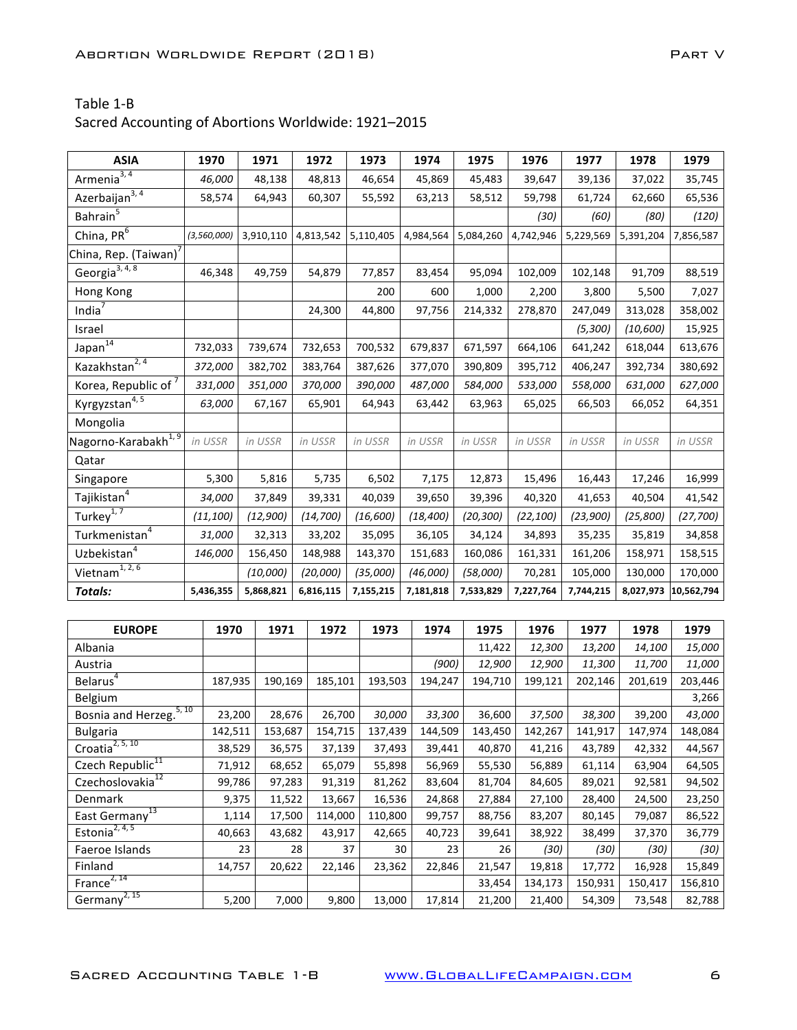Table 1-B
Sacred Accounting of Abortions Worldwide: 1921–2015

| ASIA | 1970 | 1971 | 1972 | 1973 | 1974 | 1975 | 1976 | 1977 | 1978 | 1979 |
|---|---|---|---|---|---|---|---|---|---|---|
| Armenia[3, 4] | *46,000* | 48,138 | 48,813 | 46,654 | 45,869 | 45,483 | 39,647 | 39,136 | 37,022 | 35,745 |
| Azerbaijan[3, 4] | 58,574 | 64,943 | 60,307 | 55,592 | 63,213 | 58,512 | 59,798 | 61,724 | 62,660 | 65,536 |
| Bahrain[5] | | | | | | | *(30)* | *(60)* | *(80)* | *(120)* |
| China, PR[6] | *(3,560,000)* | 3,910,110 | 4,813,542 | 5,110,405 | 4,984,564 | 5,084,260 | 4,742,946 | 5,229,569 | 5,391,204 | 7,856,587 |
| China, Rep. (Taiwan)[7] | | | | | | | | | | |
| Georgia[3, 4, 8] | 46,348 | 49,759 | 54,879 | 77,857 | 83,454 | 95,094 | 102,009 | 102,148 | 91,709 | 88,519 |
| Hong Kong | | | | 200 | 600 | 1,000 | 2,200 | 3,800 | 5,500 | 7,027 |
| India[7] | | | 24,300 | 44,800 | 97,756 | 214,332 | 278,870 | 247,049 | 313,028 | 358,002 |
| Israel | | | | | | | | *(5,300)* | *(10,600)* | 15,925 |
| Japan[14] | 732,033 | 739,674 | 732,653 | 700,532 | 679,837 | 671,597 | 664,106 | 641,242 | 618,044 | 613,676 |
| Kazakhstan[2, 4] | *372,000* | 382,702 | 383,764 | 387,626 | 377,070 | 390,809 | 395,712 | 406,247 | 392,734 | 380,692 |
| Korea, Republic of[7] | *331,000* | *351,000* | *370,000* | *390,000* | *487,000* | *584,000* | *533,000* | *558,000* | *631,000* | *627,000* |
| Kyrgyzstan[4, 5] | *63,000* | 67,167 | 65,901 | 64,943 | 63,442 | 63,963 | 65,025 | 66,503 | 66,052 | 64,351 |
| Mongolia | | | | | | | | | | |
| Nagorno-Karabakh[1, 9] | *in USSR* | *in USSR* | *in USSR* | *in USSR* | *in USSR* | *in USSR* | *in USSR* | *in USSR* | *in USSR* | *in USSR* |
| Qatar | | | | | | | | | | |
| Singapore | 5,300 | 5,816 | 5,735 | 6,502 | 7,175 | 12,873 | 15,496 | 16,443 | 17,246 | 16,999 |
| Tajikistan[4] | *34,000* | 37,849 | 39,331 | 40,039 | 39,650 | 39,396 | 40,320 | 41,653 | 40,504 | 41,542 |
| Turkey[1, 7] | *(11,100)* | *(12,900)* | *(14,700)* | *(16,600)* | *(18,400)* | *(20,300)* | *(22,100)* | *(23,900)* | *(25,800)* | *(27,700)* |
| Turkmenistan[4] | *31,000* | 32,313 | 33,202 | 35,095 | 36,105 | 34,124 | 34,893 | 35,235 | 35,819 | 34,858 |
| Uzbekistan[4] | *146,000* | 156,450 | 148,988 | 143,370 | 151,683 | 160,086 | 161,331 | 161,206 | 158,971 | 158,515 |
| Vietnam[1, 2, 6] | | *(10,000)* | *(20,000)* | *(35,000)* | *(46,000)* | *(58,000)* | 70,281 | 105,000 | 130,000 | 170,000 |
| ***Totals:*** | **5,436,355** | **5,868,821** | **6,816,115** | **7,155,215** | **7,181,818** | **7,533,829** | **7,227,764** | **7,744,215** | **8,027,973** | **10,562,794** |

| EUROPE | 1970 | 1971 | 1972 | 1973 | 1974 | 1975 | 1976 | 1977 | 1978 | 1979 |
|---|---|---|---|---|---|---|---|---|---|---|
| Albania | | | | | | 11,422 | *12,300* | *13,200* | *14,100* | *15,000* |
| Austria | | | | | *(900)* | *12,900* | *12,900* | *11,300* | *11,700* | *11,000* |
| Belarus[4] | 187,935 | 190,169 | 185,101 | 193,503 | 194,247 | 194,710 | 199,121 | 202,146 | 201,619 | 203,446 |
| Belgium | | | | | | | | | | 3,266 |
| Bosnia and Herzeg.[5, 10] | 23,200 | 28,676 | 26,700 | *30,000* | *33,300* | 36,600 | *37,500* | *38,300* | 39,200 | *43,000* |
| Bulgaria | 142,511 | 153,687 | 154,715 | 137,439 | 144,509 | 143,450 | 142,267 | 141,917 | 147,974 | 148,084 |
| Croatia[2, 5, 10] | 38,529 | 36,575 | 37,139 | 37,493 | 39,441 | 40,870 | 41,216 | 43,789 | 42,332 | 44,567 |
| Czech Republic[11] | 71,912 | 68,652 | 65,079 | 55,898 | 56,969 | 55,530 | 56,889 | 61,114 | 63,904 | 64,505 |
| Czechoslovakia[12] | 99,786 | 97,283 | 91,319 | 81,262 | 83,604 | 81,704 | 84,605 | 89,021 | 92,581 | 94,502 |
| Denmark | 9,375 | 11,522 | 13,667 | 16,536 | 24,868 | 27,884 | 27,100 | 28,400 | 24,500 | 23,250 |
| East Germany[13] | 1,114 | 17,500 | 114,000 | 110,800 | 99,757 | 88,756 | 83,207 | 80,145 | 79,087 | 86,522 |
| Estonia[2, 4, 5] | 40,663 | 43,682 | 43,917 | 42,665 | 40,723 | 39,641 | 38,922 | 38,499 | 37,370 | 36,779 |
| Faeroe Islands | 23 | 28 | 37 | 30 | 23 | 26 | *(30)* | *(30)* | *(30)* | *(30)* |
| Finland | 14,757 | 20,622 | 22,146 | 23,362 | 22,846 | 21,547 | 19,818 | 17,772 | 16,928 | 15,849 |
| France[2, 14] | | | | | | 33,454 | 134,173 | 150,931 | 150,417 | 156,810 |
| Germany[2, 15] | 5,200 | 7,000 | 9,800 | 13,000 | 17,814 | 21,200 | 21,400 | 54,309 | 73,548 | 82,788 |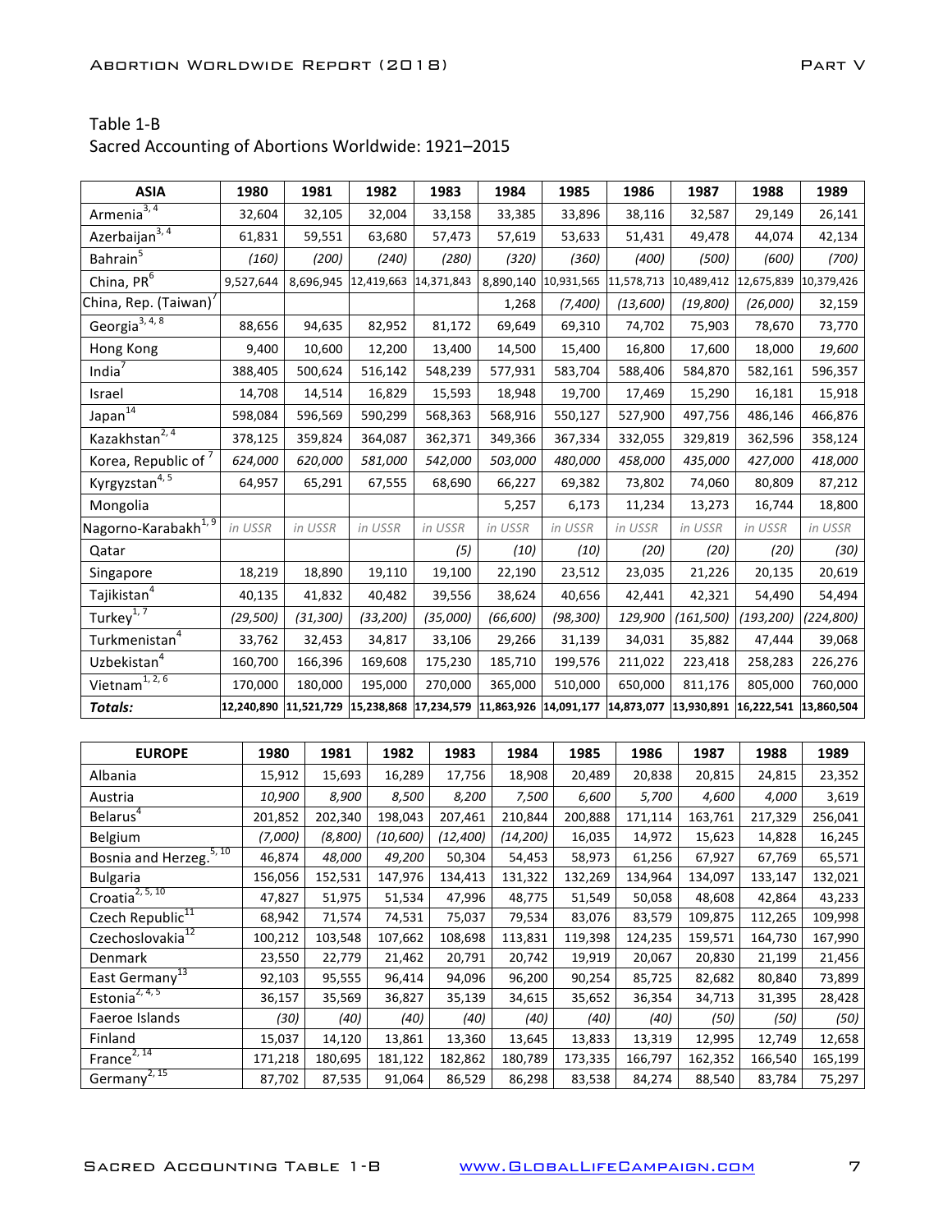Table 1-B
Sacred Accounting of Abortions Worldwide: 1921–2015

| ASIA | 1980 | 1981 | 1982 | 1983 | 1984 | 1985 | 1986 | 1987 | 1988 | 1989 |
|---|---|---|---|---|---|---|---|---|---|---|
| Armenia[3, 4] | 32,604 | 32,105 | 32,004 | 33,158 | 33,385 | 33,896 | 38,116 | 32,587 | 29,149 | 26,141 |
| Azerbaijan[3, 4] | 61,831 | 59,551 | 63,680 | 57,473 | 57,619 | 53,633 | 51,431 | 49,478 | 44,074 | 42,134 |
| Bahrain[5] | *(160)* | *(200)* | *(240)* | *(280)* | *(320)* | *(360)* | *(400)* | *(500)* | *(600)* | *(700)* |
| China, PR[6] | 9,527,644 | 8,696,945 | 12,419,663 | 14,371,843 | 8,890,140 | 10,931,565 | 11,578,713 | 10,489,412 | 12,675,839 | 10,379,426 |
| China, Rep. (Taiwan)[7] | | | | | 1,268 | *(7,400)* | *(13,600)* | *(19,800)* | *(26,000)* | 32,159 |
| Georgia[3, 4, 8] | 88,656 | 94,635 | 82,952 | 81,172 | 69,649 | 69,310 | 74,702 | 75,903 | 78,670 | 73,770 |
| Hong Kong | 9,400 | 10,600 | 12,200 | 13,400 | 14,500 | 15,400 | 16,800 | 17,600 | 18,000 | *19,600* |
| India[7] | 388,405 | 500,624 | 516,142 | 548,239 | 577,931 | 583,704 | 588,406 | 584,870 | 582,161 | 596,357 |
| Israel | 14,708 | 14,514 | 16,829 | 15,593 | 18,948 | 19,700 | 17,469 | 15,290 | 16,181 | 15,918 |
| Japan[14] | 598,084 | 596,569 | 590,299 | 568,363 | 568,916 | 550,127 | 527,900 | 497,756 | 486,146 | 466,876 |
| Kazakhstan[2, 4] | 378,125 | 359,824 | 364,087 | 362,371 | 349,366 | 367,334 | 332,055 | 329,819 | 362,596 | 358,124 |
| Korea, Republic of[7] | *624,000* | *620,000* | *581,000* | *542,000* | *503,000* | *480,000* | *458,000* | *435,000* | *427,000* | *418,000* |
| Kyrgyzstan[4, 5] | 64,957 | 65,291 | 67,555 | 68,690 | 66,227 | 69,382 | 73,802 | 74,060 | 80,809 | 87,212 |
| Mongolia | | | | | 5,257 | 6,173 | 11,234 | 13,273 | 16,744 | 18,800 |
| Nagorno-Karabakh[1, 9] | *in USSR* | *in USSR* | *in USSR* | *in USSR* | *in USSR* | *in USSR* | *in USSR* | *in USSR* | *in USSR* | *in USSR* |
| Qatar | | | | *(5)* | *(10)* | *(10)* | *(20)* | *(20)* | *(20)* | *(30)* |
| Singapore | 18,219 | 18,890 | 19,110 | 19,100 | 22,190 | 23,512 | 23,035 | 21,226 | 20,135 | 20,619 |
| Tajikistan[4] | 40,135 | 41,832 | 40,482 | 39,556 | 38,624 | 40,656 | 42,441 | 42,321 | 54,490 | 54,494 |
| Turkey[1, 7] | *(29,500)* | *(31,300)* | *(33,200)* | *(35,000)* | *(66,600)* | *(98,300)* | 129,900 | *(161,500)* | *(193,200)* | *(224,800)* |
| Turkmenistan[4] | 33,762 | 32,453 | 34,817 | 33,106 | 29,266 | 31,139 | 34,031 | 35,882 | 47,444 | 39,068 |
| Uzbekistan[4] | 160,700 | 166,396 | 169,608 | 175,230 | 185,710 | 199,576 | 211,022 | 223,418 | 258,283 | 226,276 |
| Vietnam[1, 2, 6] | 170,000 | 180,000 | 195,000 | 270,000 | 365,000 | 510,000 | 650,000 | 811,176 | 805,000 | 760,000 |
| ***Totals:*** | **12,240,890** | **11,521,729** | **15,238,868** | **17,234,579** | **11,863,926** | **14,091,177** | **14,873,077** | **13,930,891** | **16,222,541** | **13,860,504** |

| EUROPE | 1980 | 1981 | 1982 | 1983 | 1984 | 1985 | 1986 | 1987 | 1988 | 1989 |
|---|---|---|---|---|---|---|---|---|---|---|
| Albania | 15,912 | 15,693 | 16,289 | 17,756 | 18,908 | 20,489 | 20,838 | 20,815 | 24,815 | 23,352 |
| Austria | *10,900* | *8,900* | *8,500* | *8,200* | *7,500* | *6,600* | *5,700* | *4,600* | *4,000* | 3,619 |
| Belarus[4] | 201,852 | 202,340 | 198,043 | 207,461 | 210,844 | 200,888 | 171,114 | 163,761 | 217,329 | 256,041 |
| Belgium | *(7,000)* | *(8,800)* | *(10,600)* | *(12,400)* | *(14,200)* | 16,035 | 14,972 | 15,623 | 14,828 | 16,245 |
| Bosnia and Herzeg.[5, 10] | 46,874 | *48,000* | *49,200* | 50,304 | 54,453 | 58,973 | 61,256 | 67,927 | 67,769 | 65,571 |
| Bulgaria | 156,056 | 152,531 | 147,976 | 134,413 | 131,322 | 132,269 | 134,964 | 134,097 | 133,147 | 132,021 |
| Croatia[2, 5, 10] | 47,827 | 51,975 | 51,534 | 47,996 | 48,775 | 51,549 | 50,058 | 48,608 | 42,864 | 43,233 |
| Czech Republic[11] | 68,942 | 71,574 | 74,531 | 75,037 | 79,534 | 83,076 | 83,579 | 109,875 | 112,265 | 109,998 |
| Czechoslovakia[12] | 100,212 | 103,548 | 107,662 | 108,698 | 113,831 | 119,398 | 124,235 | 159,571 | 164,730 | 167,990 |
| Denmark | 23,550 | 22,779 | 21,462 | 20,791 | 20,742 | 19,919 | 20,067 | 20,830 | 21,199 | 21,456 |
| East Germany[13] | 92,103 | 95,555 | 96,414 | 94,096 | 96,200 | 90,254 | 85,725 | 82,682 | 80,840 | 73,899 |
| Estonia[2, 4, 5] | 36,157 | 35,569 | 36,827 | 35,139 | 34,615 | 35,652 | 36,354 | 34,713 | 31,395 | 28,428 |
| Faeroe Islands | *(30)* | *(40)* | *(40)* | *(40)* | *(40)* | *(40)* | *(40)* | *(50)* | *(50)* | *(50)* |
| Finland | 15,037 | 14,120 | 13,861 | 13,360 | 13,645 | 13,833 | 13,319 | 12,995 | 12,749 | 12,658 |
| France[2, 14] | 171,218 | 180,695 | 181,122 | 182,862 | 180,789 | 173,335 | 166,797 | 162,352 | 166,540 | 165,199 |
| Germany[2, 15] | 87,702 | 87,535 | 91,064 | 86,529 | 86,298 | 83,538 | 84,274 | 88,540 | 83,784 | 75,297 |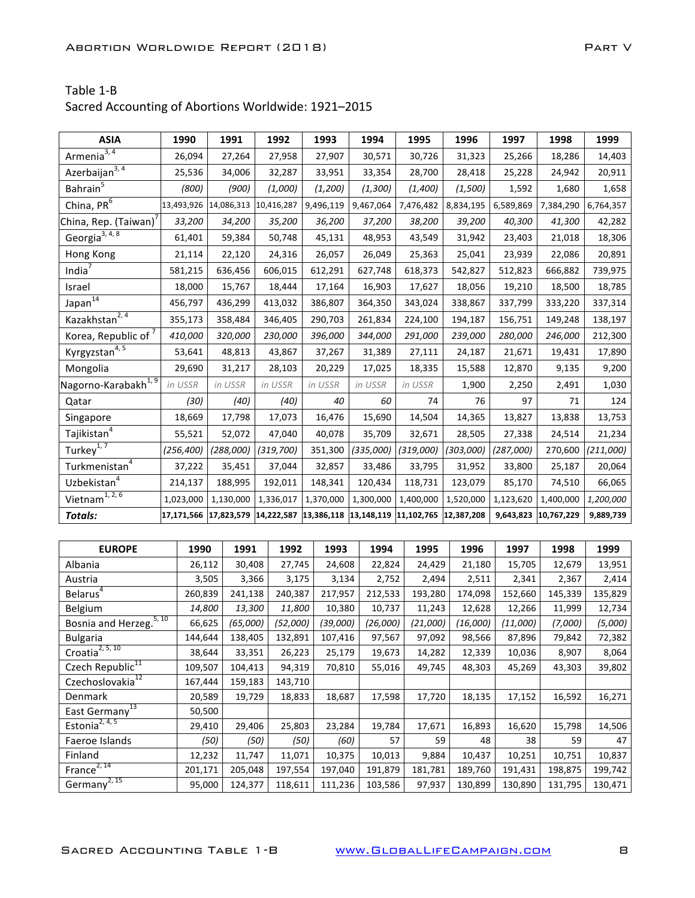Table 1-B
Sacred Accounting of Abortions Worldwide: 1921–2015

| ASIA | 1990 | 1991 | 1992 | 1993 | 1994 | 1995 | 1996 | 1997 | 1998 | 1999 |
|---|---|---|---|---|---|---|---|---|---|---|
| Armenia[3, 4] | 26,094 | 27,264 | 27,958 | 27,907 | 30,571 | 30,726 | 31,323 | 25,266 | 18,286 | 14,403 |
| Azerbaijan[3, 4] | 25,536 | 34,006 | 32,287 | 33,951 | 33,354 | 28,700 | 28,418 | 25,228 | 24,942 | 20,911 |
| Bahrain[5] | *(800)* | *(900)* | *(1,000)* | *(1,200)* | *(1,300)* | *(1,400)* | *(1,500)* | 1,592 | 1,680 | 1,658 |
| China, PR[6] | 13,493,926 | 14,086,313 | 10,416,287 | 9,496,119 | 9,467,064 | 7,476,482 | 8,834,195 | 6,589,869 | 7,384,290 | 6,764,357 |
| China, Rep. (Taiwan)[7] | *33,200* | *34,200* | *35,200* | *36,200* | *37,200* | *38,200* | *39,200* | *40,300* | *41,300* | 42,282 |
| Georgia[3, 4, 8] | 61,401 | 59,384 | 50,748 | 45,131 | 48,953 | 43,549 | 31,942 | 23,403 | 21,018 | 18,306 |
| Hong Kong | 21,114 | 22,120 | 24,316 | 26,057 | 26,049 | 25,363 | 25,041 | 23,939 | 22,086 | 20,891 |
| India[7] | 581,215 | 636,456 | 606,015 | 612,291 | 627,748 | 618,373 | 542,827 | 512,823 | 666,882 | 739,975 |
| Israel | 18,000 | 15,767 | 18,444 | 17,164 | 16,903 | 17,627 | 18,056 | 19,210 | 18,500 | 18,785 |
| Japan[14] | 456,797 | 436,299 | 413,032 | 386,807 | 364,350 | 343,024 | 338,867 | 337,799 | 333,220 | 337,314 |
| Kazakhstan[2, 4] | 355,173 | 358,484 | 346,405 | 290,703 | 261,834 | 224,100 | 194,187 | 156,751 | 149,248 | 138,197 |
| Korea, Republic of[7] | *410,000* | *320,000* | *230,000* | *396,000* | *344,000* | *291,000* | *239,000* | *280,000* | *246,000* | 212,300 |
| Kyrgyzstan[4, 5] | 53,641 | 48,813 | 43,867 | 37,267 | 31,389 | 27,111 | 24,187 | 21,671 | 19,431 | 17,890 |
| Mongolia | 29,690 | 31,217 | 28,103 | 20,229 | 17,025 | 18,335 | 15,588 | 12,870 | 9,135 | 9,200 |
| Nagorno-Karabakh[1, 9] | *in USSR* | *in USSR* | *in USSR* | *in USSR* | *in USSR* | *in USSR* | 1,900 | 2,250 | 2,491 | 1,030 |
| Qatar | *(30)* | *(40)* | *(40)* | 40 | 60 | 74 | 76 | 97 | 71 | 124 |
| Singapore | 18,669 | 17,798 | 17,073 | 16,476 | 15,690 | 14,504 | 14,365 | 13,827 | 13,838 | 13,753 |
| Tajikistan[4] | 55,521 | 52,072 | 47,040 | 40,078 | 35,709 | 32,671 | 28,505 | 27,338 | 24,514 | 21,234 |
| Turkey[1, 7] | *(256,400)* | *(288,000)* | *(319,700)* | 351,300 | *(335,000)* | *(319,000)* | *(303,000)* | *(287,000)* | 270,600 | *(211,000)* |
| Turkmenistan[4] | 37,222 | 35,451 | 37,044 | 32,857 | 33,486 | 33,795 | 31,952 | 33,800 | 25,187 | 20,064 |
| Uzbekistan[4] | 214,137 | 188,995 | 192,011 | 148,341 | 120,434 | 118,731 | 123,079 | 85,170 | 74,510 | 66,065 |
| Vietnam[1, 2, 6] | 1,023,000 | 1,130,000 | 1,336,017 | 1,370,000 | 1,300,000 | 1,400,000 | 1,520,000 | 1,123,620 | 1,400,000 | *1,200,000* |
| ***Totals:*** | **17,171,566** | **17,823,579** | **14,222,587** | **13,386,118** | **13,148,119** | **11,102,765** | **12,387,208** | **9,643,823** | **10,767,229** | **9,889,739** |

| EUROPE | 1990 | 1991 | 1992 | 1993 | 1994 | 1995 | 1996 | 1997 | 1998 | 1999 |
|---|---|---|---|---|---|---|---|---|---|---|
| Albania | 26,112 | 30,408 | 27,745 | 24,608 | 22,824 | 24,429 | 21,180 | 15,705 | 12,679 | 13,951 |
| Austria | 3,505 | 3,366 | 3,175 | 3,134 | 2,752 | 2,494 | 2,511 | 2,341 | 2,367 | 2,414 |
| Belarus[4] | 260,839 | 241,138 | 240,387 | 217,957 | 212,533 | 193,280 | 174,098 | 152,660 | 145,339 | 135,829 |
| Belgium | *14,800* | *13,300* | *11,800* | 10,380 | 10,737 | 11,243 | 12,628 | 12,266 | 11,999 | 12,734 |
| Bosnia and Herzeg.[5, 10] | 66,625 | *(65,000)* | *(52,000)* | *(39,000)* | *(26,000)* | *(21,000)* | *(16,000)* | *(11,000)* | *(7,000)* | *(5,000)* |
| Bulgaria | 144,644 | 138,405 | 132,891 | 107,416 | 97,567 | 97,092 | 98,566 | 87,896 | 79,842 | 72,382 |
| Croatia[2, 5, 10] | 38,644 | 33,351 | 26,223 | 25,179 | 19,673 | 14,282 | 12,339 | 10,036 | 8,907 | 8,064 |
| Czech Republic[11] | 109,507 | 104,413 | 94,319 | 70,810 | 55,016 | 49,745 | 48,303 | 45,269 | 43,303 | 39,802 |
| Czechoslovakia[12] | 167,444 | 159,183 | 143,710 | | | | | | | |
| Denmark | 20,589 | 19,729 | 18,833 | 18,687 | 17,598 | 17,720 | 18,135 | 17,152 | 16,592 | 16,271 |
| East Germany[13] | 50,500 | | | | | | | | | |
| Estonia[2, 4, 5] | 29,410 | 29,406 | 25,803 | 23,284 | 19,784 | 17,671 | 16,893 | 16,620 | 15,798 | 14,506 |
| Faeroe Islands | *(50)* | *(50)* | *(50)* | *(60)* | 57 | 59 | 48 | 38 | 59 | 47 |
| Finland | 12,232 | 11,747 | 11,071 | 10,375 | 10,013 | 9,884 | 10,437 | 10,251 | 10,751 | 10,837 |
| France[2, 14] | 201,171 | 205,048 | 197,554 | 197,040 | 191,879 | 181,781 | 189,760 | 191,431 | 198,875 | 199,742 |
| Germany[2, 15] | 95,000 | 124,377 | 118,611 | 111,236 | 103,586 | 97,937 | 130,899 | 130,890 | 131,795 | 130,471 |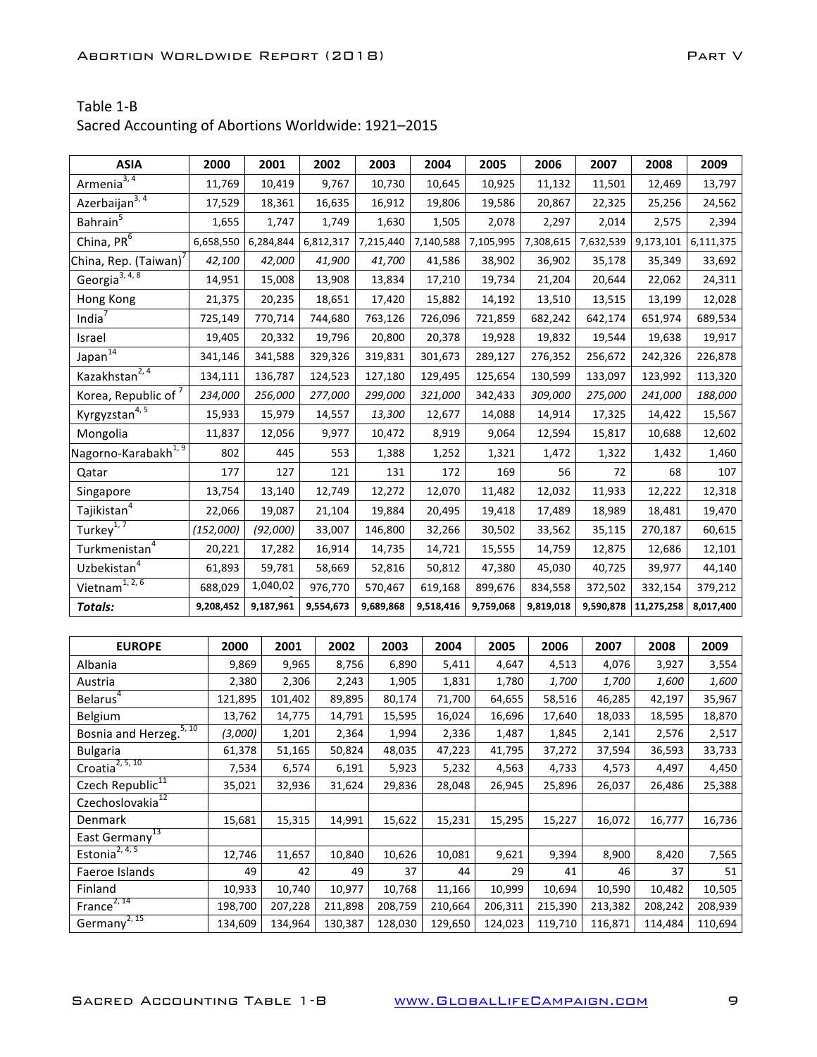Table 1-B

Sacred Accounting of Abortions Worldwide: 1921–2015

| ASIA | 2000 | 2001 | 2002 | 2003 | 2004 | 2005 | 2006 | 2007 | 2008 | 2009 |
|---|---|---|---|---|---|---|---|---|---|---|
| Armenia[3, 4] | 11,769 | 10,419 | 9,767 | 10,730 | 10,645 | 10,925 | 11,132 | 11,501 | 12,469 | 13,797 |
| Azerbaijan[3, 4] | 17,529 | 18,361 | 16,635 | 16,912 | 19,806 | 19,586 | 20,867 | 22,325 | 25,256 | 24,562 |
| Bahrain[5] | 1,655 | 1,747 | 1,749 | 1,630 | 1,505 | 2,078 | 2,297 | 2,014 | 2,575 | 2,394 |
| China, PR[6] | 6,658,550 | 6,284,844 | 6,812,317 | 7,215,440 | 7,140,588 | 7,105,995 | 7,308,615 | 7,632,539 | 9,173,101 | 6,111,375 |
| China, Rep. (Taiwan)[7] | *42,100* | *42,000* | *41,900* | *41,700* | 41,586 | 38,902 | 36,902 | 35,178 | 35,349 | 33,692 |
| Georgia[3, 4, 8] | 14,951 | 15,008 | 13,908 | 13,834 | 17,210 | 19,734 | 21,204 | 20,644 | 22,062 | 24,311 |
| Hong Kong | 21,375 | 20,235 | 18,651 | 17,420 | 15,882 | 14,192 | 13,510 | 13,515 | 13,199 | 12,028 |
| India[7] | 725,149 | 770,714 | 744,680 | 763,126 | 726,096 | 721,859 | 682,242 | 642,174 | 651,974 | 689,534 |
| Israel | 19,405 | 20,332 | 19,796 | 20,800 | 20,378 | 19,928 | 19,832 | 19,544 | 19,638 | 19,917 |
| Japan[14] | 341,146 | 341,588 | 329,326 | 319,831 | 301,673 | 289,127 | 276,352 | 256,672 | 242,326 | 226,878 |
| Kazakhstan[2, 4] | 134,111 | 136,787 | 124,523 | 127,180 | 129,495 | 125,654 | 130,599 | 133,097 | 123,992 | 113,320 |
| Korea, Republic of[7] | *234,000* | *256,000* | *277,000* | *299,000* | *321,000* | 342,433 | *309,000* | *275,000* | *241,000* | *188,000* |
| Kyrgyzstan[4, 5] | 15,933 | 15,979 | 14,557 | *13,300* | 12,677 | 14,088 | 14,914 | 17,325 | 14,422 | 15,567 |
| Mongolia | 11,837 | 12,056 | 9,977 | 10,472 | 8,919 | 9,064 | 12,594 | 15,817 | 10,688 | 12,602 |
| Nagorno-Karabakh[1, 9] | 802 | 445 | 553 | 1,388 | 1,252 | 1,321 | 1,472 | 1,322 | 1,432 | 1,460 |
| Qatar | 177 | 127 | 121 | 131 | 172 | 169 | 56 | 72 | 68 | 107 |
| Singapore | 13,754 | 13,140 | 12,749 | 12,272 | 12,070 | 11,482 | 12,032 | 11,933 | 12,222 | 12,318 |
| Tajikistan[4] | 22,066 | 19,087 | 21,104 | 19,884 | 20,495 | 19,418 | 17,489 | 18,989 | 18,481 | 19,470 |
| Turkey[1, 7] | *(152,000)* | *(92,000)* | 33,007 | 146,800 | 32,266 | 30,502 | 33,562 | 35,115 | 270,187 | 60,615 |
| Turkmenistan[4] | 20,221 | 17,282 | 16,914 | 14,735 | 14,721 | 15,555 | 14,759 | 12,875 | 12,686 | 12,101 |
| Uzbekistan[4] | 61,893 | 59,781 | 58,669 | 52,816 | 50,812 | 47,380 | 45,030 | 40,725 | 39,977 | 44,140 |
| Vietnam[1, 2, 6] | 688,029 | 1,040,02 | 976,770 | 570,467 | 619,168 | 899,676 | 834,558 | 372,502 | 332,154 | 379,212 |
| ***Totals:*** | **9,208,452** | **9,187,961** | **9,554,673** | **9,689,868** | **9,518,416** | **9,759,068** | **9,819,018** | **9,590,878** | **11,275,258** | **8,017,400** |

| EUROPE | 2000 | 2001 | 2002 | 2003 | 2004 | 2005 | 2006 | 2007 | 2008 | 2009 |
|---|---|---|---|---|---|---|---|---|---|---|
| Albania | 9,869 | 9,965 | 8,756 | 6,890 | 5,411 | 4,647 | 4,513 | 4,076 | 3,927 | 3,554 |
| Austria | 2,380 | 2,306 | 2,243 | 1,905 | 1,831 | 1,780 | *1,700* | *1,700* | *1,600* | *1,600* |
| Belarus[4] | 121,895 | 101,402 | 89,895 | 80,174 | 71,700 | 64,655 | 58,516 | 46,285 | 42,197 | 35,967 |
| Belgium | 13,762 | 14,775 | 14,791 | 15,595 | 16,024 | 16,696 | 17,640 | 18,033 | 18,595 | 18,870 |
| Bosnia and Herzeg.[5, 10] | *(3,000)* | 1,201 | 2,364 | 1,994 | 2,336 | 1,487 | 1,845 | 2,141 | 2,576 | 2,517 |
| Bulgaria | 61,378 | 51,165 | 50,824 | 48,035 | 47,223 | 41,795 | 37,272 | 37,594 | 36,593 | 33,733 |
| Croatia[2, 5, 10] | 7,534 | 6,574 | 6,191 | 5,923 | 5,232 | 4,563 | 4,733 | 4,573 | 4,497 | 4,450 |
| Czech Republic[11] | 35,021 | 32,936 | 31,624 | 29,836 | 28,048 | 26,945 | 25,896 | 26,037 | 26,486 | 25,388 |
| Czechoslovakia[12] | | | | | | | | | | |
| Denmark | 15,681 | 15,315 | 14,991 | 15,622 | 15,231 | 15,295 | 15,227 | 16,072 | 16,777 | 16,736 |
| East Germany[13] | | | | | | | | | | |
| Estonia[2, 4, 5] | 12,746 | 11,657 | 10,840 | 10,626 | 10,081 | 9,621 | 9,394 | 8,900 | 8,420 | 7,565 |
| Faeroe Islands | 49 | 42 | 49 | 37 | 44 | 29 | 41 | 46 | 37 | 51 |
| Finland | 10,933 | 10,740 | 10,977 | 10,768 | 11,166 | 10,999 | 10,694 | 10,590 | 10,482 | 10,505 |
| France[2, 14] | 198,700 | 207,228 | 211,898 | 208,759 | 210,664 | 206,311 | 215,390 | 213,382 | 208,242 | 208,939 |
| Germany[2, 15] | 134,609 | 134,964 | 130,387 | 128,030 | 129,650 | 124,023 | 119,710 | 116,871 | 114,484 | 110,694 |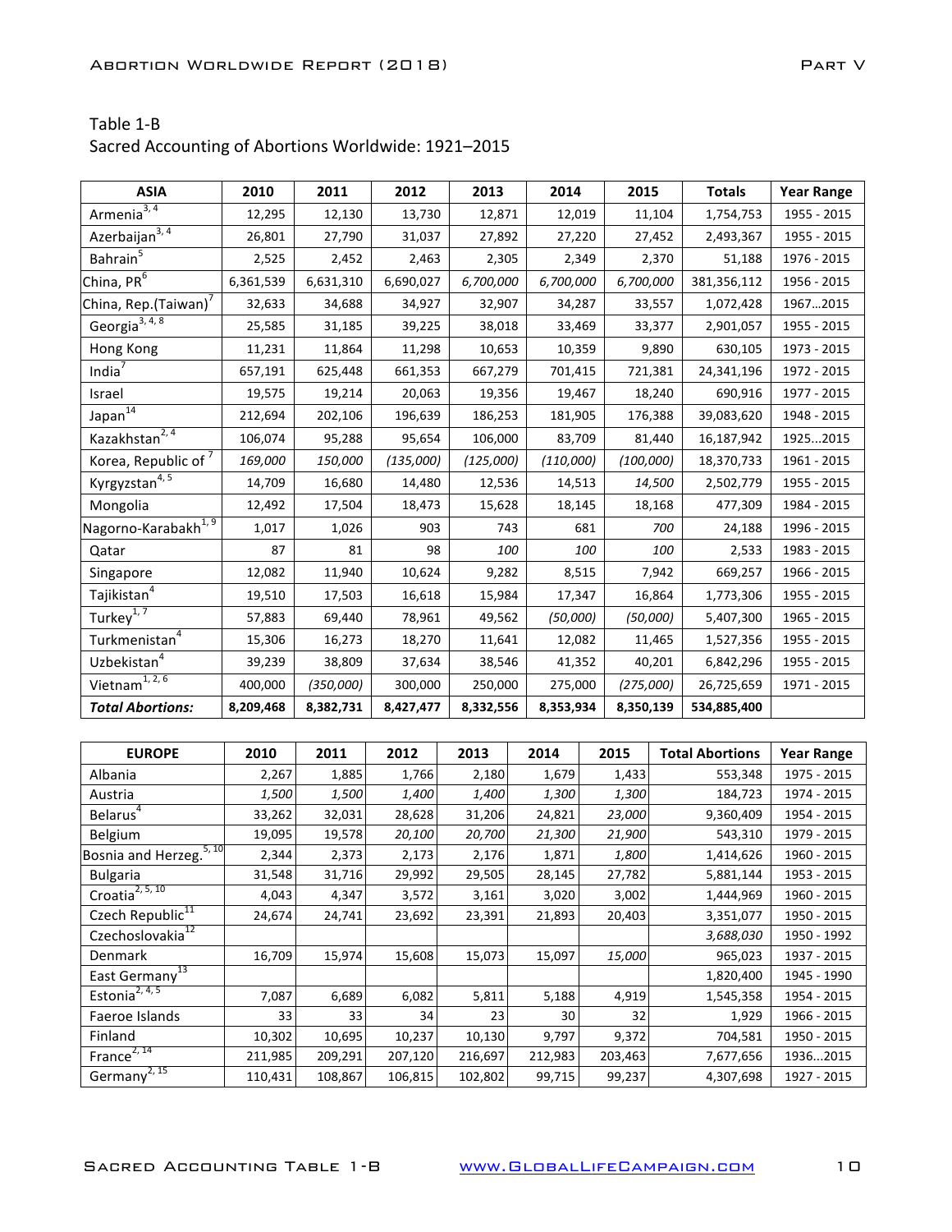Table 1-B
Sacred Accounting of Abortions Worldwide: 1921–2015

| ASIA | 2010 | 2011 | 2012 | 2013 | 2014 | 2015 | Totals | Year Range |
|---|---|---|---|---|---|---|---|---|
| Armenia[3, 4] | 12,295 | 12,130 | 13,730 | 12,871 | 12,019 | 11,104 | 1,754,753 | 1955 - 2015 |
| Azerbaijan[3, 4] | 26,801 | 27,790 | 31,037 | 27,892 | 27,220 | 27,452 | 2,493,367 | 1955 - 2015 |
| Bahrain[5] | 2,525 | 2,452 | 2,463 | 2,305 | 2,349 | 2,370 | 51,188 | 1976 - 2015 |
| China, PR[6] | 6,361,539 | 6,631,310 | 6,690,027 | *6,700,000* | *6,700,000* | *6,700,000* | 381,356,112 | 1956 - 2015 |
| China, Rep.(Taiwan)[7] | 32,633 | 34,688 | 34,927 | 32,907 | 34,287 | 33,557 | 1,072,428 | 1967…2015 |
| Georgia[3, 4, 8] | 25,585 | 31,185 | 39,225 | 38,018 | 33,469 | 33,377 | 2,901,057 | 1955 - 2015 |
| Hong Kong | 11,231 | 11,864 | 11,298 | 10,653 | 10,359 | 9,890 | 630,105 | 1973 - 2015 |
| India[7] | 657,191 | 625,448 | 661,353 | 667,279 | 701,415 | 721,381 | 24,341,196 | 1972 - 2015 |
| Israel | 19,575 | 19,214 | 20,063 | 19,356 | 19,467 | 18,240 | 690,916 | 1977 - 2015 |
| Japan[14] | 212,694 | 202,106 | 196,639 | 186,253 | 181,905 | 176,388 | 39,083,620 | 1948 - 2015 |
| Kazakhstan[2, 4] | 106,074 | 95,288 | 95,654 | 106,000 | 83,709 | 81,440 | 16,187,942 | 1925…2015 |
| Korea, Republic of[7] | *169,000* | *150,000* | *(135,000)* | *(125,000)* | *(110,000)* | *(100,000)* | 18,370,733 | 1961 - 2015 |
| Kyrgyzstan[4, 5] | 14,709 | 16,680 | 14,480 | 12,536 | 14,513 | *14,500* | 2,502,779 | 1955 - 2015 |
| Mongolia | 12,492 | 17,504 | 18,473 | 15,628 | 18,145 | 18,168 | 477,309 | 1984 - 2015 |
| Nagorno-Karabakh[1, 9] | 1,017 | 1,026 | 903 | 743 | 681 | *700* | 24,188 | 1996 - 2015 |
| Qatar | 87 | 81 | 98 | *100* | *100* | *100* | 2,533 | 1983 - 2015 |
| Singapore | 12,082 | 11,940 | 10,624 | 9,282 | 8,515 | 7,942 | 669,257 | 1966 - 2015 |
| Tajikistan[4] | 19,510 | 17,503 | 16,618 | 15,984 | 17,347 | 16,864 | 1,773,306 | 1955 - 2015 |
| Turkey[1, 7] | 57,883 | 69,440 | 78,961 | 49,562 | *(50,000)* | *(50,000)* | 5,407,300 | 1965 - 2015 |
| Turkmenistan[4] | 15,306 | 16,273 | 18,270 | 11,641 | 12,082 | 11,465 | 1,527,356 | 1955 - 2015 |
| Uzbekistan[4] | 39,239 | 38,809 | 37,634 | 38,546 | 41,352 | 40,201 | 6,842,296 | 1955 - 2015 |
| Vietnam[1, 2, 6] | 400,000 | *(350,000)* | 300,000 | 250,000 | 275,000 | *(275,000)* | 26,725,659 | 1971 - 2015 |
| ***Total Abortions:*** | **8,209,468** | **8,382,731** | **8,427,477** | **8,332,556** | **8,353,934** | **8,350,139** | **534,885,400** | |

| EUROPE | 2010 | 2011 | 2012 | 2013 | 2014 | 2015 | Total Abortions | Year Range |
|---|---|---|---|---|---|---|---|---|
| Albania | 2,267 | 1,885 | 1,766 | 2,180 | 1,679 | 1,433 | 553,348 | 1975 - 2015 |
| Austria | *1,500* | *1,500* | *1,400* | *1,400* | *1,300* | *1,300* | 184,723 | 1974 - 2015 |
| Belarus[4] | 33,262 | 32,031 | 28,628 | 31,206 | 24,821 | *23,000* | 9,360,409 | 1954 - 2015 |
| Belgium | 19,095 | 19,578 | *20,100* | *20,700* | *21,300* | *21,900* | 543,310 | 1979 - 2015 |
| Bosnia and Herzeg.[5, 10] | 2,344 | 2,373 | 2,173 | 2,176 | 1,871 | *1,800* | 1,414,626 | 1960 - 2015 |
| Bulgaria | 31,548 | 31,716 | 29,992 | 29,505 | 28,145 | 27,782 | 5,881,144 | 1953 - 2015 |
| Croatia[2, 5, 10] | 4,043 | 4,347 | 3,572 | 3,161 | 3,020 | 3,002 | 1,444,969 | 1960 - 2015 |
| Czech Republic[11] | 24,674 | 24,741 | 23,692 | 23,391 | 21,893 | 20,403 | 3,351,077 | 1950 - 2015 |
| Czechoslovakia[12] | | | | | | | *3,688,030* | 1950 - 1992 |
| Denmark | 16,709 | 15,974 | 15,608 | 15,073 | 15,097 | *15,000* | 965,023 | 1937 - 2015 |
| East Germany[13] | | | | | | | 1,820,400 | 1945 - 1990 |
| Estonia[2, 4, 5] | 7,087 | 6,689 | 6,082 | 5,811 | 5,188 | 4,919 | 1,545,358 | 1954 - 2015 |
| Faeroe Islands | 33 | 33 | 34 | 23 | 30 | 32 | 1,929 | 1966 - 2015 |
| Finland | 10,302 | 10,695 | 10,237 | 10,130 | 9,797 | 9,372 | 704,581 | 1950 - 2015 |
| France[2, 14] | 211,985 | 209,291 | 207,120 | 216,697 | 212,983 | 203,463 | 7,677,656 | 1936…2015 |
| Germany[2, 15] | 110,431 | 108,867 | 106,815 | 102,802 | 99,715 | 99,237 | 4,307,698 | 1927 - 2015 |